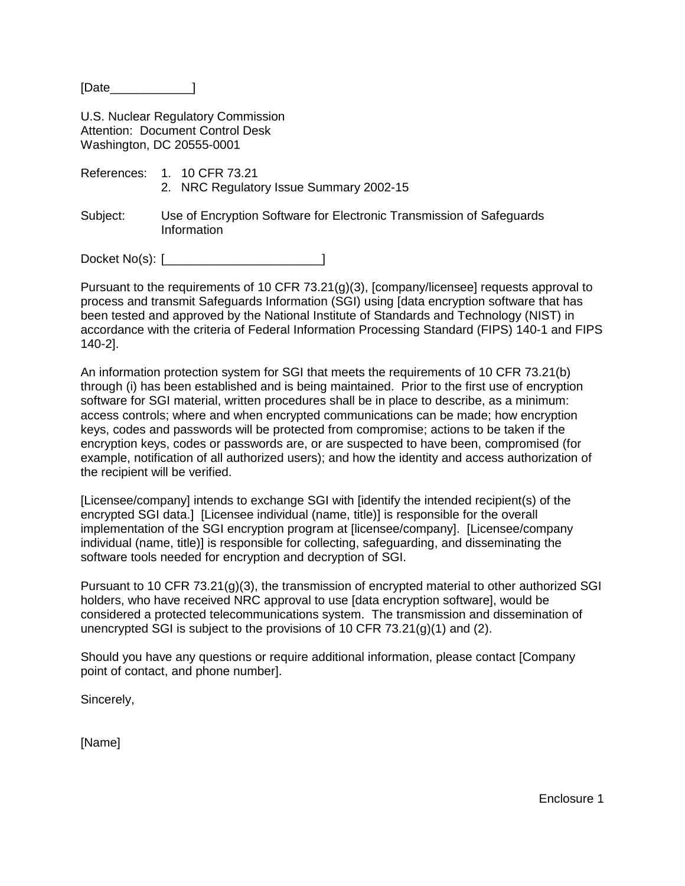[Date____________]

U.S. Nuclear Regulatory Commission
Attention: Document Control Desk
Washington, DC 20555-0001

References: 1. 10 CFR 73.21
2. NRC Regulatory Issue Summary 2002-15

Subject: Use of Encryption Software for Electronic Transmission of Safeguards Information

Docket No(s): [_______________________]

Pursuant to the requirements of 10 CFR 73.21(g)(3), [company/licensee] requests approval to process and transmit Safeguards Information (SGI) using [data encryption software that has been tested and approved by the National Institute of Standards and Technology (NIST) in accordance with the criteria of Federal Information Processing Standard (FIPS) 140-1 and FIPS 140-2].

An information protection system for SGI that meets the requirements of 10 CFR 73.21(b) through (i) has been established and is being maintained. Prior to the first use of encryption software for SGI material, written procedures shall be in place to describe, as a minimum: access controls; where and when encrypted communications can be made; how encryption keys, codes and passwords will be protected from compromise; actions to be taken if the encryption keys, codes or passwords are, or are suspected to have been, compromised (for example, notification of all authorized users); and how the identity and access authorization of the recipient will be verified.

[Licensee/company] intends to exchange SGI with [identify the intended recipient(s) of the encrypted SGI data.] [Licensee individual (name, title)] is responsible for the overall implementation of the SGI encryption program at [licensee/company]. [Licensee/company individual (name, title)] is responsible for collecting, safeguarding, and disseminating the software tools needed for encryption and decryption of SGI.

Pursuant to 10 CFR 73.21(g)(3), the transmission of encrypted material to other authorized SGI holders, who have received NRC approval to use [data encryption software], would be considered a protected telecommunications system. The transmission and dissemination of unencrypted SGI is subject to the provisions of 10 CFR 73.21(g)(1) and (2).

Should you have any questions or require additional information, please contact [Company point of contact, and phone number].

Sincerely,

[Name]

Enclosure 1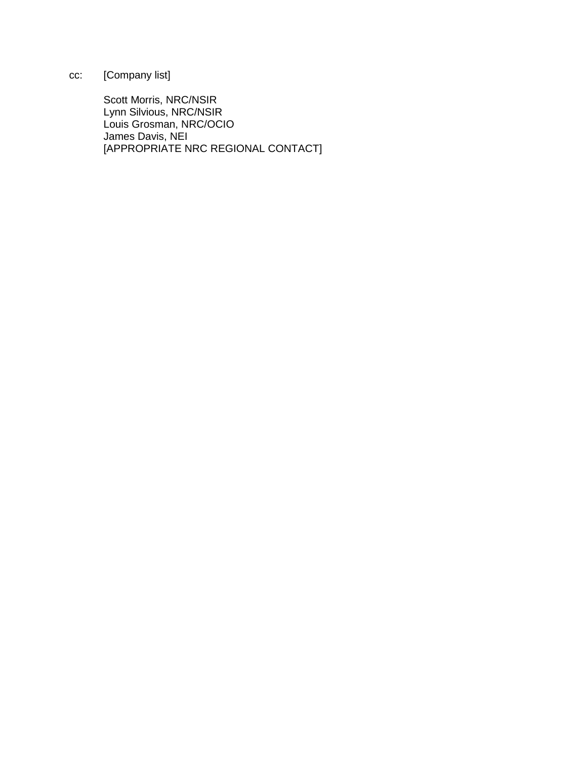cc: [Company list]

Scott Morris, NRC/NSIR
Lynn Silvious, NRC/NSIR
Louis Grosman, NRC/OCIO
James Davis, NEI
[APPROPRIATE NRC REGIONAL CONTACT]